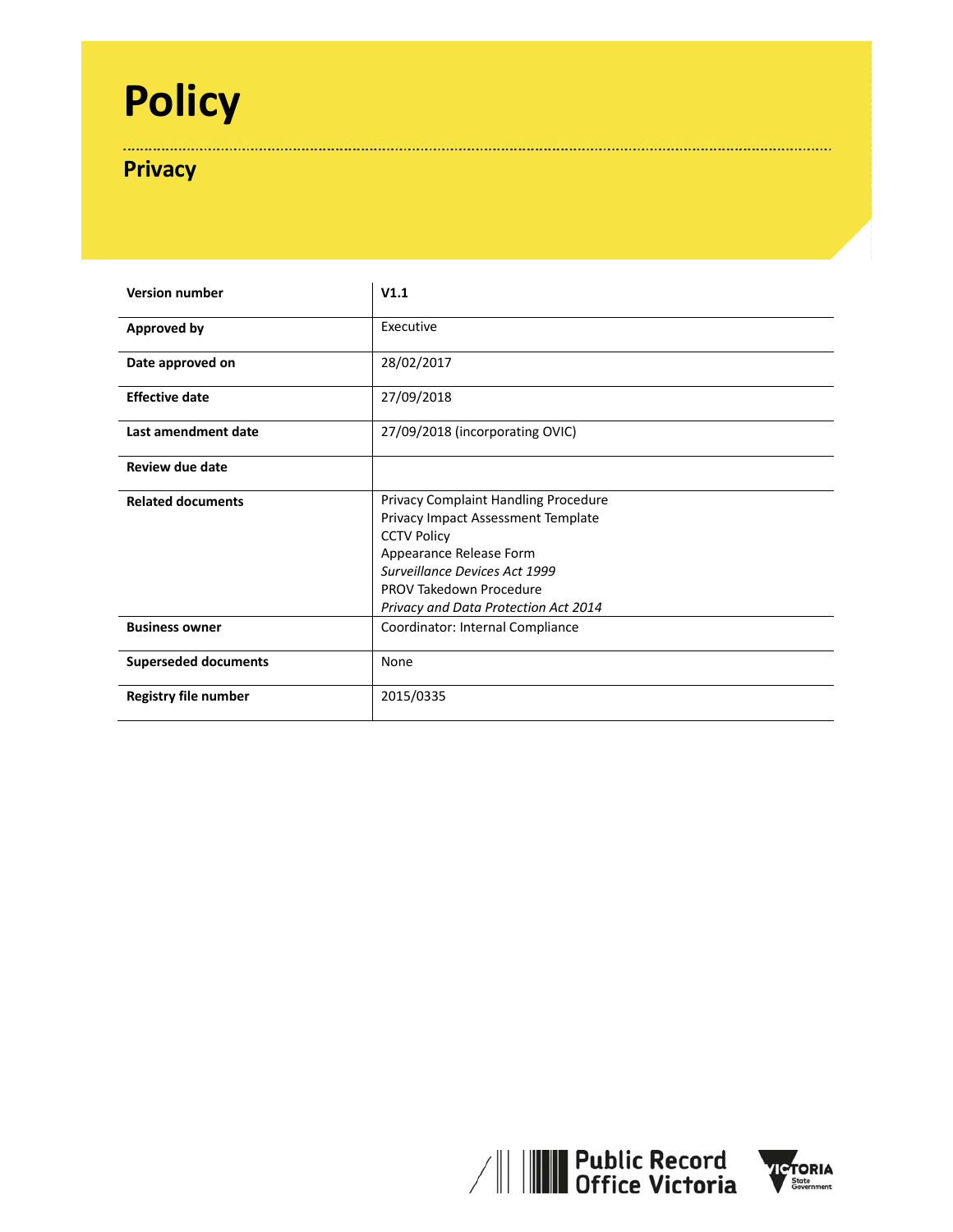# Policy

## Privacy

| Version number | V1.1 |
|---|---|
| Approved by | Executive |
| Date approved on | 28/02/2017 |
| Effective date | 27/09/2018 |
| Last amendment date | 27/09/2018 (incorporating OVIC) |
| Review due date | |
| Related documents | Privacy Complaint Handling Procedure<br>Privacy Impact Assessment Template<br>CCTV Policy<br>Appearance Release Form<br>*Surveillance Devices Act 1999*<br>PROV Takedown Procedure<br>*Privacy and Data Protection Act 2014* |
| Business owner | Coordinator: Internal Compliance |
| Superseded documents | None |
| Registry file number | 2015/0335 |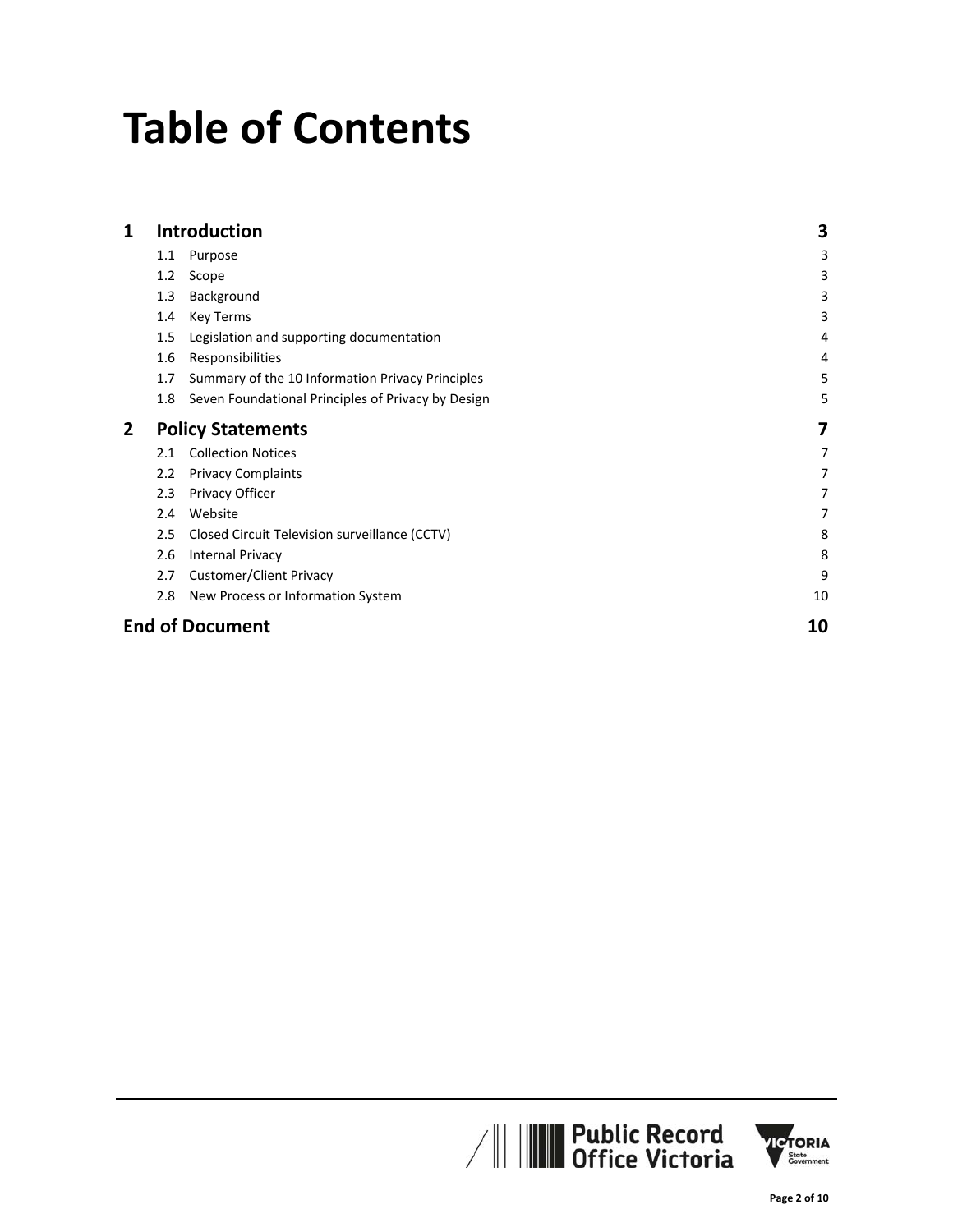# Table of Contents

| | | |
|---|---|---|
| **1** | **Introduction** | **3** |
| 1.1 | Purpose | 3 |
| 1.2 | Scope | 3 |
| 1.3 | Background | 3 |
| 1.4 | Key Terms | 3 |
| 1.5 | Legislation and supporting documentation | 4 |
| 1.6 | Responsibilities | 4 |
| 1.7 | Summary of the 10 Information Privacy Principles | 5 |
| 1.8 | Seven Foundational Principles of Privacy by Design | 5 |
| **2** | **Policy Statements** | **7** |
| 2.1 | Collection Notices | 7 |
| 2.2 | Privacy Complaints | 7 |
| 2.3 | Privacy Officer | 7 |
| 2.4 | Website | 7 |
| 2.5 | Closed Circuit Television surveillance (CCTV) | 8 |
| 2.6 | Internal Privacy | 8 |
| 2.7 | Customer/Client Privacy | 9 |
| 2.8 | New Process or Information System | 10 |
| | **End of Document** | **10** |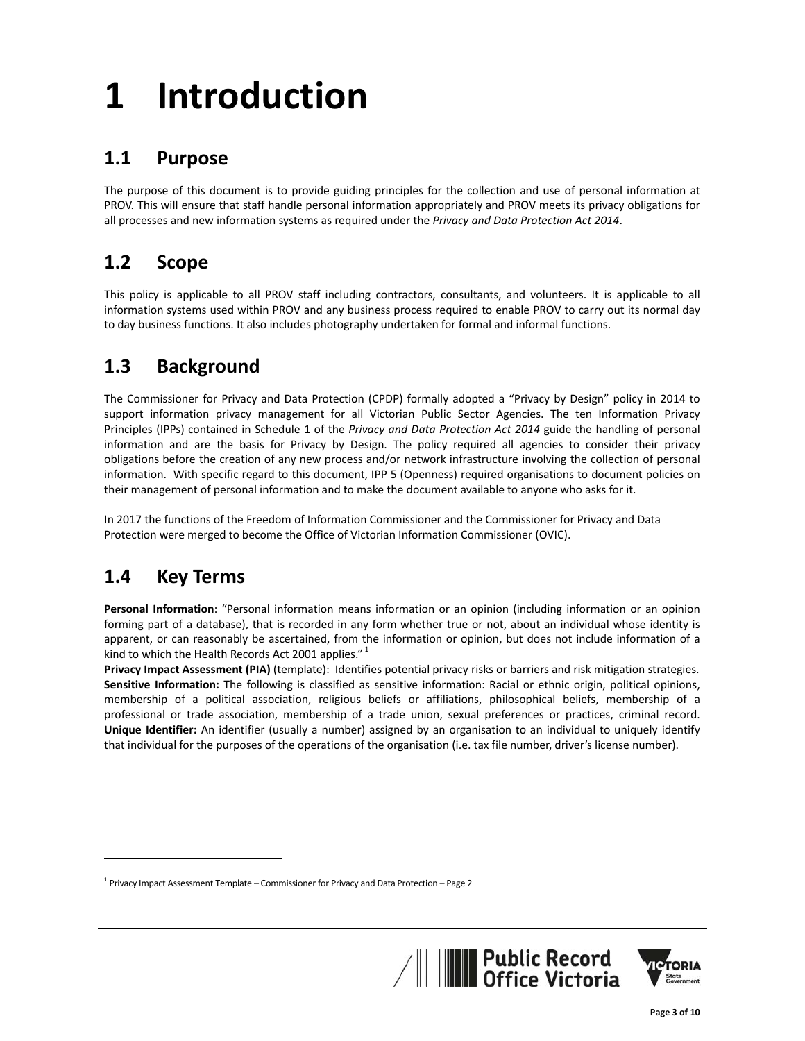# 1 Introduction

## 1.1 Purpose

The purpose of this document is to provide guiding principles for the collection and use of personal information at PROV. This will ensure that staff handle personal information appropriately and PROV meets its privacy obligations for all processes and new information systems as required under the *Privacy and Data Protection Act 2014*.

## 1.2 Scope

This policy is applicable to all PROV staff including contractors, consultants, and volunteers. It is applicable to all information systems used within PROV and any business process required to enable PROV to carry out its normal day to day business functions. It also includes photography undertaken for formal and informal functions.

## 1.3 Background

The Commissioner for Privacy and Data Protection (CPDP) formally adopted a "Privacy by Design" policy in 2014 to support information privacy management for all Victorian Public Sector Agencies. The ten Information Privacy Principles (IPPs) contained in Schedule 1 of the *Privacy and Data Protection Act 2014* guide the handling of personal information and are the basis for Privacy by Design. The policy required all agencies to consider their privacy obligations before the creation of any new process and/or network infrastructure involving the collection of personal information. With specific regard to this document, IPP 5 (Openness) required organisations to document policies on their management of personal information and to make the document available to anyone who asks for it.

In 2017 the functions of the Freedom of Information Commissioner and the Commissioner for Privacy and Data Protection were merged to become the Office of Victorian Information Commissioner (OVIC).

## 1.4 Key Terms

**Personal Information**: "Personal information means information or an opinion (including information or an opinion forming part of a database), that is recorded in any form whether true or not, about an individual whose identity is apparent, or can reasonably be ascertained, from the information or opinion, but does not include information of a kind to which the Health Records Act 2001 applies." [1]

**Privacy Impact Assessment (PIA)** (template): Identifies potential privacy risks or barriers and risk mitigation strategies.

**Sensitive Information:** The following is classified as sensitive information: Racial or ethnic origin, political opinions, membership of a political association, religious beliefs or affiliations, philosophical beliefs, membership of a professional or trade association, membership of a trade union, sexual preferences or practices, criminal record.

**Unique Identifier:** An identifier (usually a number) assigned by an organisation to an individual to uniquely identify that individual for the purposes of the operations of the organisation (i.e. tax file number, driver's license number).

---

[1] Privacy Impact Assessment Template – Commissioner for Privacy and Data Protection – Page 2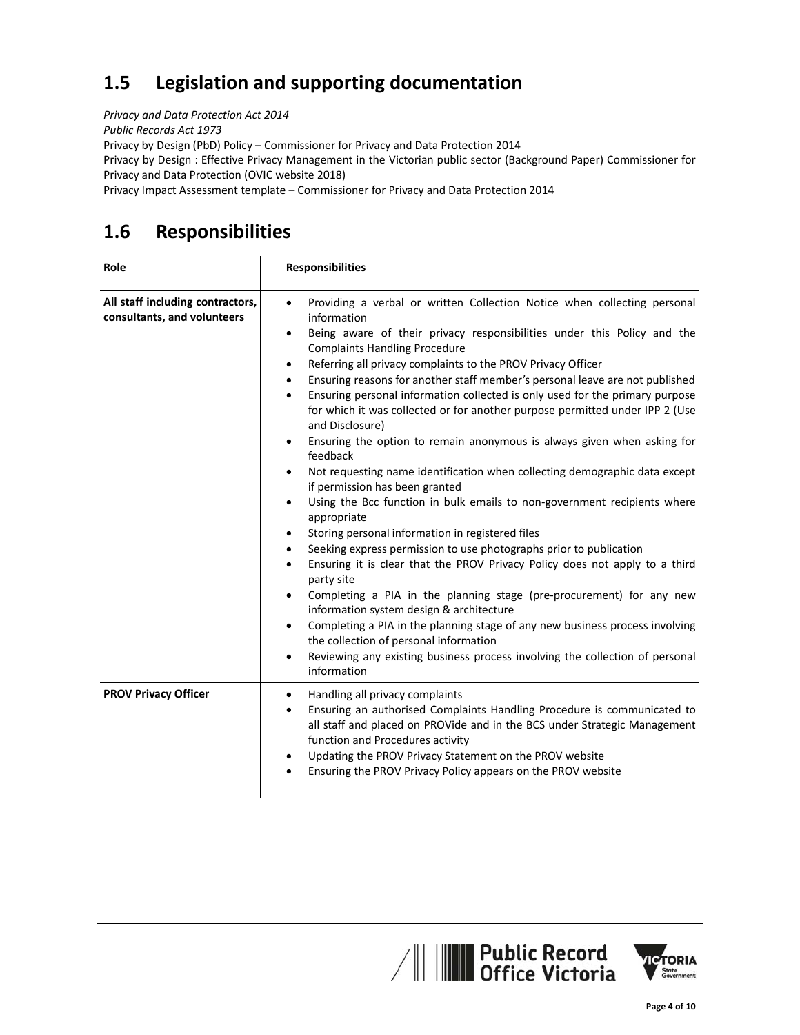## 1.5 Legislation and supporting documentation

*Privacy and Data Protection Act 2014*
*Public Records Act 1973*
Privacy by Design (PbD) Policy – Commissioner for Privacy and Data Protection 2014
Privacy by Design : Effective Privacy Management in the Victorian public sector (Background Paper) Commissioner for Privacy and Data Protection (OVIC website 2018)
Privacy Impact Assessment template – Commissioner for Privacy and Data Protection 2014

## 1.6 Responsibilities

| Role | Responsibilities |
|---|---|
| **All staff including contractors, consultants, and volunteers** | • Providing a verbal or written Collection Notice when collecting personal information<br>• Being aware of their privacy responsibilities under this Policy and the Complaints Handling Procedure<br>• Referring all privacy complaints to the PROV Privacy Officer<br>• Ensuring reasons for another staff member's personal leave are not published<br>• Ensuring personal information collected is only used for the primary purpose for which it was collected or for another purpose permitted under IPP 2 (Use and Disclosure)<br>• Ensuring the option to remain anonymous is always given when asking for feedback<br>• Not requesting name identification when collecting demographic data except if permission has been granted<br>• Using the Bcc function in bulk emails to non-government recipients where appropriate<br>• Storing personal information in registered files<br>• Seeking express permission to use photographs prior to publication<br>• Ensuring it is clear that the PROV Privacy Policy does not apply to a third party site<br>• Completing a PIA in the planning stage (pre-procurement) for any new information system design & architecture<br>• Completing a PIA in the planning stage of any new business process involving the collection of personal information<br>• Reviewing any existing business process involving the collection of personal information |
| **PROV Privacy Officer** | • Handling all privacy complaints<br>• Ensuring an authorised Complaints Handling Procedure is communicated to all staff and placed on PROVide and in the BCS under Strategic Management function and Procedures activity<br>• Updating the PROV Privacy Statement on the PROV website<br>• Ensuring the PROV Privacy Policy appears on the PROV website |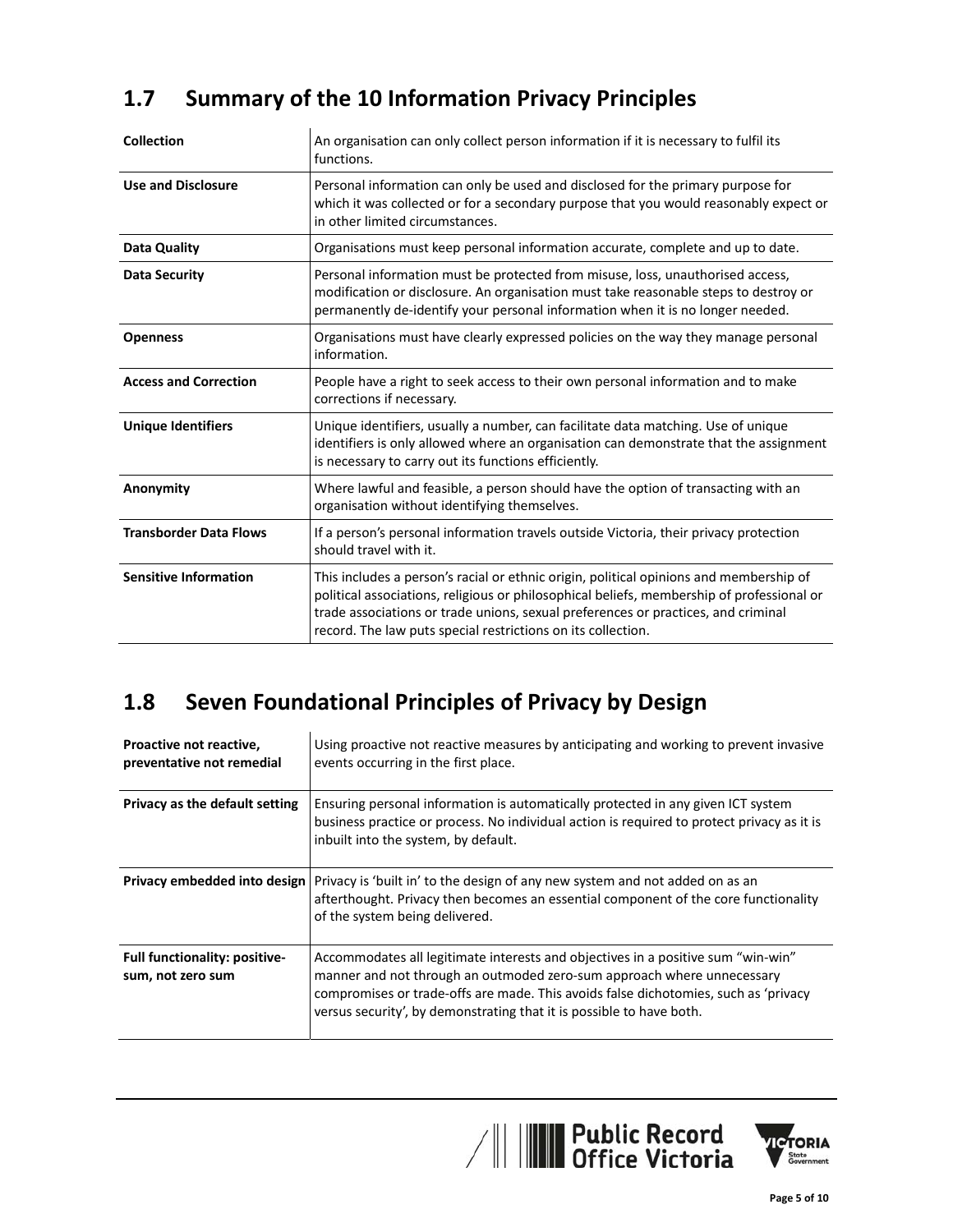## 1.7 Summary of the 10 Information Privacy Principles

| | |
|---|---|
| **Collection** | An organisation can only collect person information if it is necessary to fulfil its functions. |
| **Use and Disclosure** | Personal information can only be used and disclosed for the primary purpose for which it was collected or for a secondary purpose that you would reasonably expect or in other limited circumstances. |
| **Data Quality** | Organisations must keep personal information accurate, complete and up to date. |
| **Data Security** | Personal information must be protected from misuse, loss, unauthorised access, modification or disclosure. An organisation must take reasonable steps to destroy or permanently de-identify your personal information when it is no longer needed. |
| **Openness** | Organisations must have clearly expressed policies on the way they manage personal information. |
| **Access and Correction** | People have a right to seek access to their own personal information and to make corrections if necessary. |
| **Unique Identifiers** | Unique identifiers, usually a number, can facilitate data matching. Use of unique identifiers is only allowed where an organisation can demonstrate that the assignment is necessary to carry out its functions efficiently. |
| **Anonymity** | Where lawful and feasible, a person should have the option of transacting with an organisation without identifying themselves. |
| **Transborder Data Flows** | If a person's personal information travels outside Victoria, their privacy protection should travel with it. |
| **Sensitive Information** | This includes a person's racial or ethnic origin, political opinions and membership of political associations, religious or philosophical beliefs, membership of professional or trade associations or trade unions, sexual preferences or practices, and criminal record. The law puts special restrictions on its collection. |

## 1.8 Seven Foundational Principles of Privacy by Design

| | |
|---|---|
| **Proactive not reactive, preventative not remedial** | Using proactive not reactive measures by anticipating and working to prevent invasive events occurring in the first place. |
| **Privacy as the default setting** | Ensuring personal information is automatically protected in any given ICT system business practice or process. No individual action is required to protect privacy as it is inbuilt into the system, by default. |
| **Privacy embedded into design** | Privacy is 'built in' to the design of any new system and not added on as an afterthought. Privacy then becomes an essential component of the core functionality of the system being delivered. |
| **Full functionality: positive-sum, not zero sum** | Accommodates all legitimate interests and objectives in a positive sum "win-win" manner and not through an outmoded zero-sum approach where unnecessary compromises or trade-offs are made. This avoids false dichotomies, such as 'privacy versus security', by demonstrating that it is possible to have both. |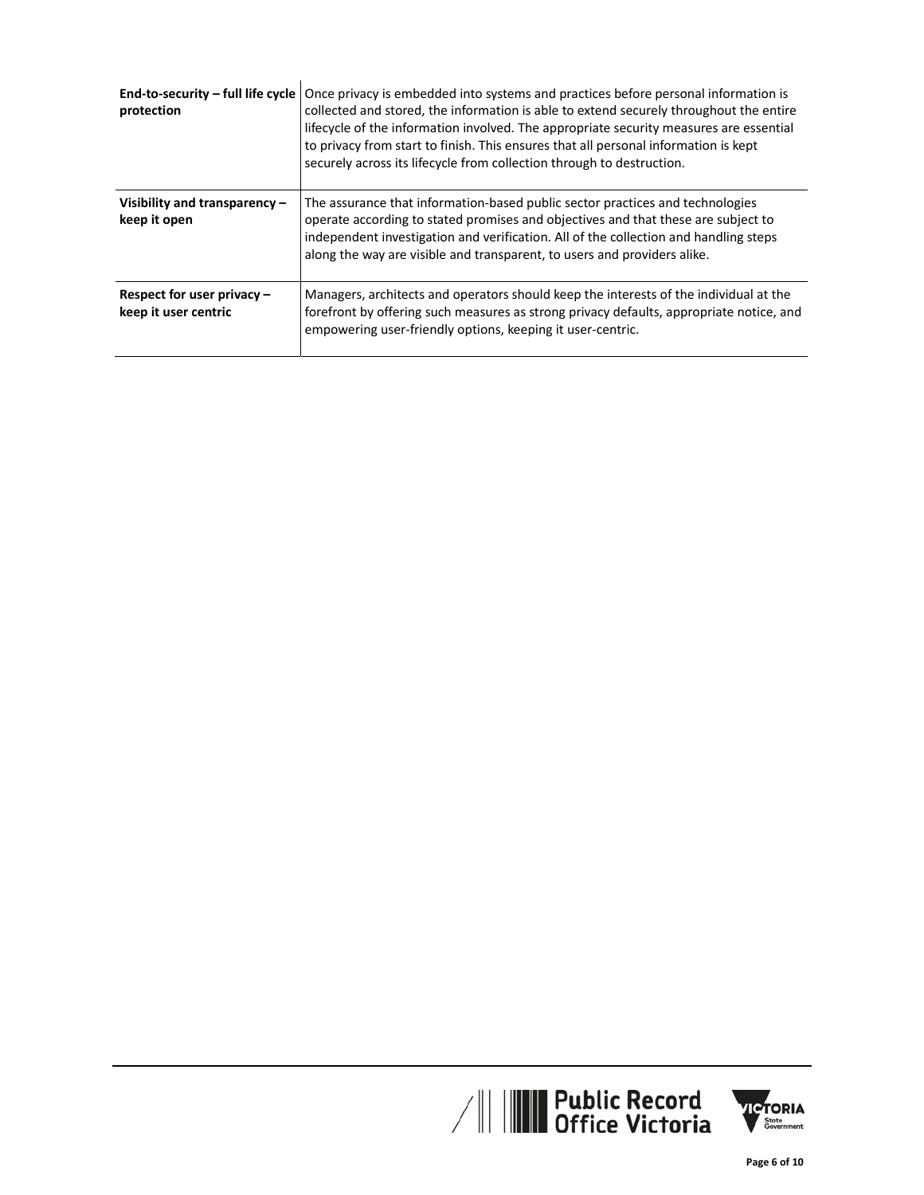| | |
|---|---|
| **End-to-security – full life cycle protection** | Once privacy is embedded into systems and practices before personal information is collected and stored, the information is able to extend securely throughout the entire lifecycle of the information involved. The appropriate security measures are essential to privacy from start to finish. This ensures that all personal information is kept securely across its lifecycle from collection through to destruction. |
| **Visibility and transparency – keep it open** | The assurance that information-based public sector practices and technologies operate according to stated promises and objectives and that these are subject to independent investigation and verification. All of the collection and handling steps along the way are visible and transparent, to users and providers alike. |
| **Respect for user privacy – keep it user centric** | Managers, architects and operators should keep the interests of the individual at the forefront by offering such measures as strong privacy defaults, appropriate notice, and empowering user-friendly options, keeping it user-centric. |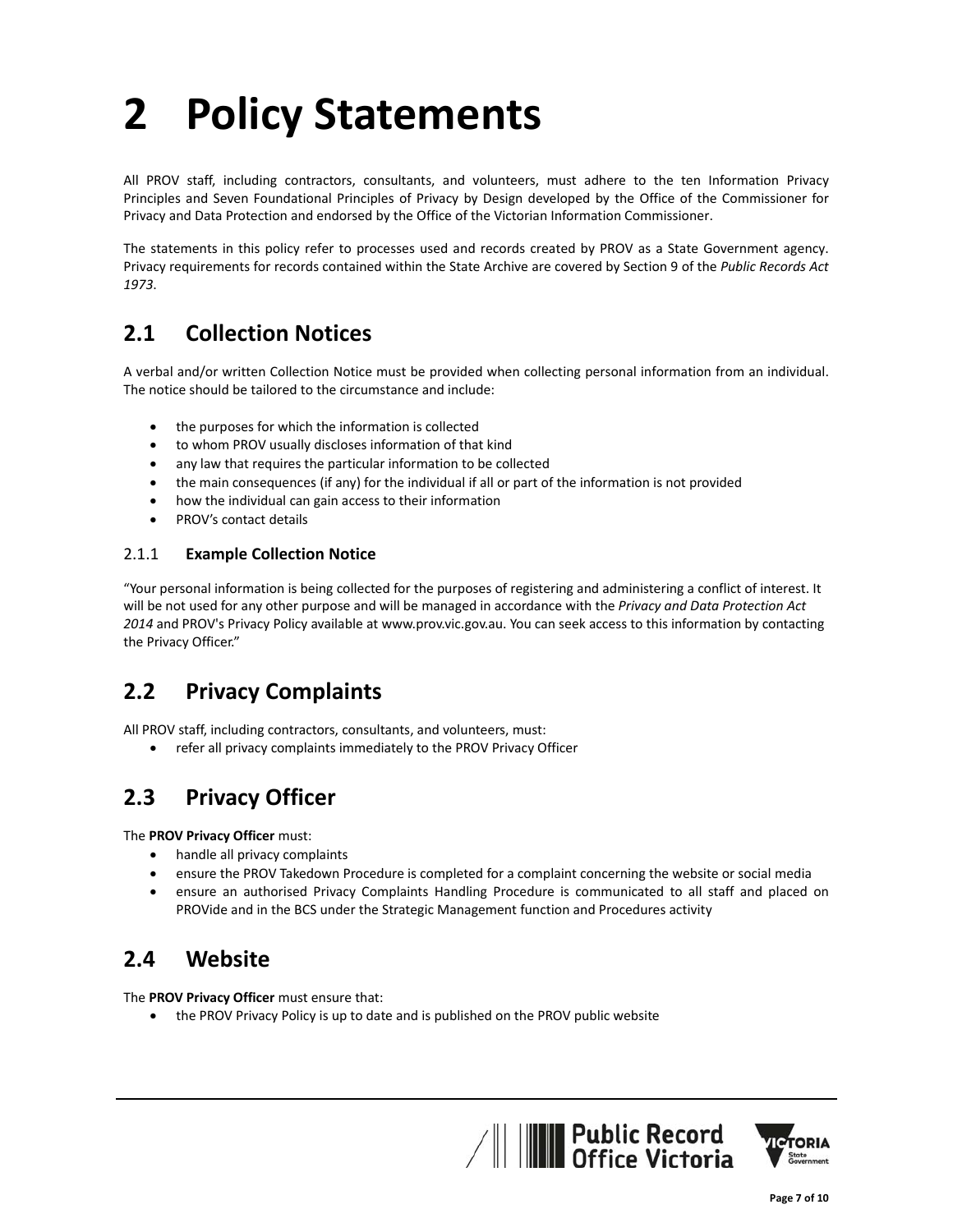# 2 Policy Statements

All PROV staff, including contractors, consultants, and volunteers, must adhere to the ten Information Privacy Principles and Seven Foundational Principles of Privacy by Design developed by the Office of the Commissioner for Privacy and Data Protection and endorsed by the Office of the Victorian Information Commissioner.

The statements in this policy refer to processes used and records created by PROV as a State Government agency. Privacy requirements for records contained within the State Archive are covered by Section 9 of the *Public Records Act 1973*.

## 2.1 Collection Notices

A verbal and/or written Collection Notice must be provided when collecting personal information from an individual. The notice should be tailored to the circumstance and include:

- the purposes for which the information is collected
- to whom PROV usually discloses information of that kind
- any law that requires the particular information to be collected
- the main consequences (if any) for the individual if all or part of the information is not provided
- how the individual can gain access to their information
- PROV's contact details

### 2.1.1 **Example Collection Notice**

"Your personal information is being collected for the purposes of registering and administering a conflict of interest. It will be not used for any other purpose and will be managed in accordance with the *Privacy and Data Protection Act 2014* and PROV's Privacy Policy available at www.prov.vic.gov.au. You can seek access to this information by contacting the Privacy Officer."

## 2.2 Privacy Complaints

All PROV staff, including contractors, consultants, and volunteers, must:

- refer all privacy complaints immediately to the PROV Privacy Officer

## 2.3 Privacy Officer

The **PROV Privacy Officer** must:

- handle all privacy complaints
- ensure the PROV Takedown Procedure is completed for a complaint concerning the website or social media
- ensure an authorised Privacy Complaints Handling Procedure is communicated to all staff and placed on PROVide and in the BCS under the Strategic Management function and Procedures activity

## 2.4 Website

The **PROV Privacy Officer** must ensure that:

- the PROV Privacy Policy is up to date and is published on the PROV public website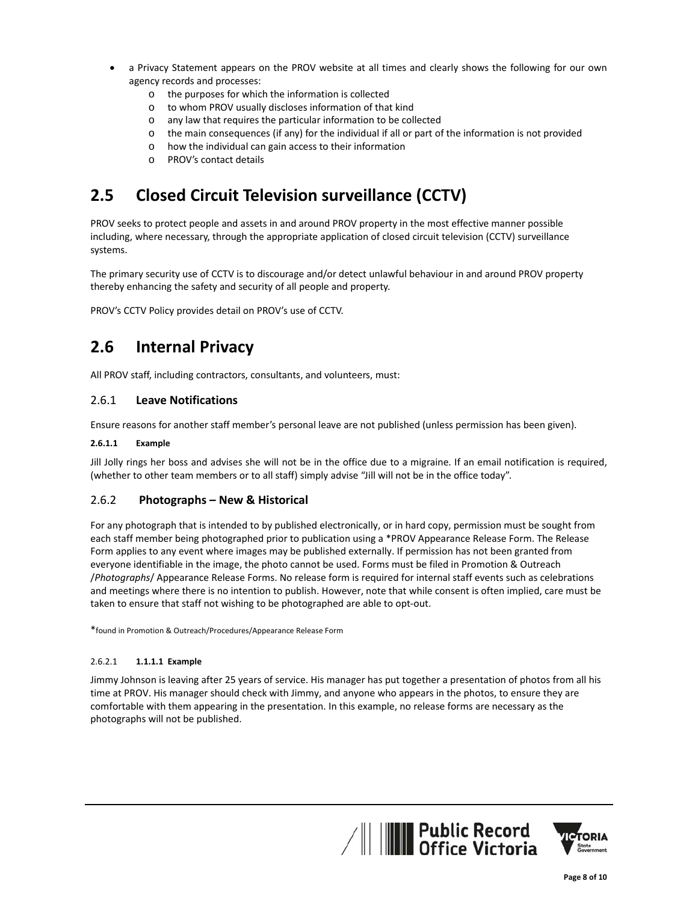- a Privacy Statement appears on the PROV website at all times and clearly shows the following for our own agency records and processes:
  - the purposes for which the information is collected
  - to whom PROV usually discloses information of that kind
  - any law that requires the particular information to be collected
  - the main consequences (if any) for the individual if all or part of the information is not provided
  - how the individual can gain access to their information
  - PROV's contact details

## 2.5 Closed Circuit Television surveillance (CCTV)

PROV seeks to protect people and assets in and around PROV property in the most effective manner possible including, where necessary, through the appropriate application of closed circuit television (CCTV) surveillance systems.

The primary security use of CCTV is to discourage and/or detect unlawful behaviour in and around PROV property thereby enhancing the safety and security of all people and property.

PROV's CCTV Policy provides detail on PROV's use of CCTV.

## 2.6 Internal Privacy

All PROV staff, including contractors, consultants, and volunteers, must:

### 2.6.1 Leave Notifications

Ensure reasons for another staff member's personal leave are not published (unless permission has been given).

#### 2.6.1.1 Example

Jill Jolly rings her boss and advises she will not be in the office due to a migraine. If an email notification is required, (whether to other team members or to all staff) simply advise "Jill will not be in the office today".

### 2.6.2 Photographs – New & Historical

For any photograph that is intended to by published electronically, or in hard copy, permission must be sought from each staff member being photographed prior to publication using a *PROV Appearance Release Form. The Release Form applies to any event where images may be published externally. If permission has not been granted from everyone identifiable in the image, the photo cannot be used. Forms must be filed in Promotion & Outreach /*Photographs*/ Appearance Release Forms. No release form is required for internal staff events such as celebrations and meetings where there is no intention to publish. However, note that while consent is often implied, care must be taken to ensure that staff not wishing to be photographed are able to opt-out.

*found in Promotion & Outreach/Procedures/Appearance Release Form

#### 2.6.2.1 1.1.1.1 Example

Jimmy Johnson is leaving after 25 years of service. His manager has put together a presentation of photos from all his time at PROV. His manager should check with Jimmy, and anyone who appears in the photos, to ensure they are comfortable with them appearing in the presentation. In this example, no release forms are necessary as the photographs will not be published.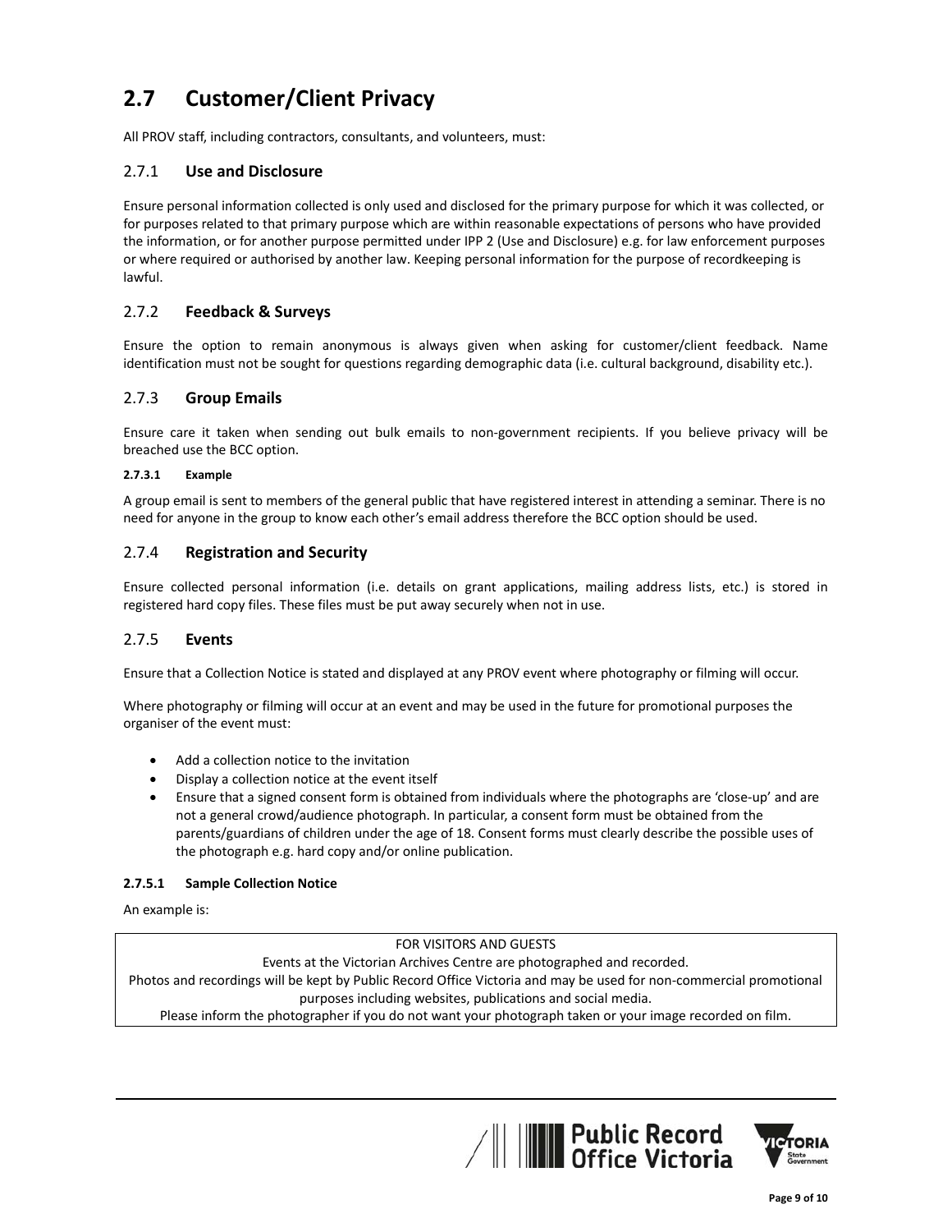## 2.7 Customer/Client Privacy

All PROV staff, including contractors, consultants, and volunteers, must:

### 2.7.1 Use and Disclosure

Ensure personal information collected is only used and disclosed for the primary purpose for which it was collected, or for purposes related to that primary purpose which are within reasonable expectations of persons who have provided the information, or for another purpose permitted under IPP 2 (Use and Disclosure) e.g. for law enforcement purposes or where required or authorised by another law. Keeping personal information for the purpose of recordkeeping is lawful.

### 2.7.2 Feedback & Surveys

Ensure the option to remain anonymous is always given when asking for customer/client feedback. Name identification must not be sought for questions regarding demographic data (i.e. cultural background, disability etc.).

### 2.7.3 Group Emails

Ensure care it taken when sending out bulk emails to non-government recipients. If you believe privacy will be breached use the BCC option.

#### 2.7.3.1 Example

A group email is sent to members of the general public that have registered interest in attending a seminar. There is no need for anyone in the group to know each other's email address therefore the BCC option should be used.

### 2.7.4 Registration and Security

Ensure collected personal information (i.e. details on grant applications, mailing address lists, etc.) is stored in registered hard copy files. These files must be put away securely when not in use.

### 2.7.5 Events

Ensure that a Collection Notice is stated and displayed at any PROV event where photography or filming will occur.

Where photography or filming will occur at an event and may be used in the future for promotional purposes the organiser of the event must:

- Add a collection notice to the invitation
- Display a collection notice at the event itself
- Ensure that a signed consent form is obtained from individuals where the photographs are 'close-up' and are not a general crowd/audience photograph. In particular, a consent form must be obtained from the parents/guardians of children under the age of 18. Consent forms must clearly describe the possible uses of the photograph e.g. hard copy and/or online publication.

#### 2.7.5.1 Sample Collection Notice

An example is:

| FOR VISITORS AND GUESTS<br>Events at the Victorian Archives Centre are photographed and recorded.<br>Photos and recordings will be kept by Public Record Office Victoria and may be used for non-commercial promotional purposes including websites, publications and social media.<br>Please inform the photographer if you do not want your photograph taken or your image recorded on film. |
|---|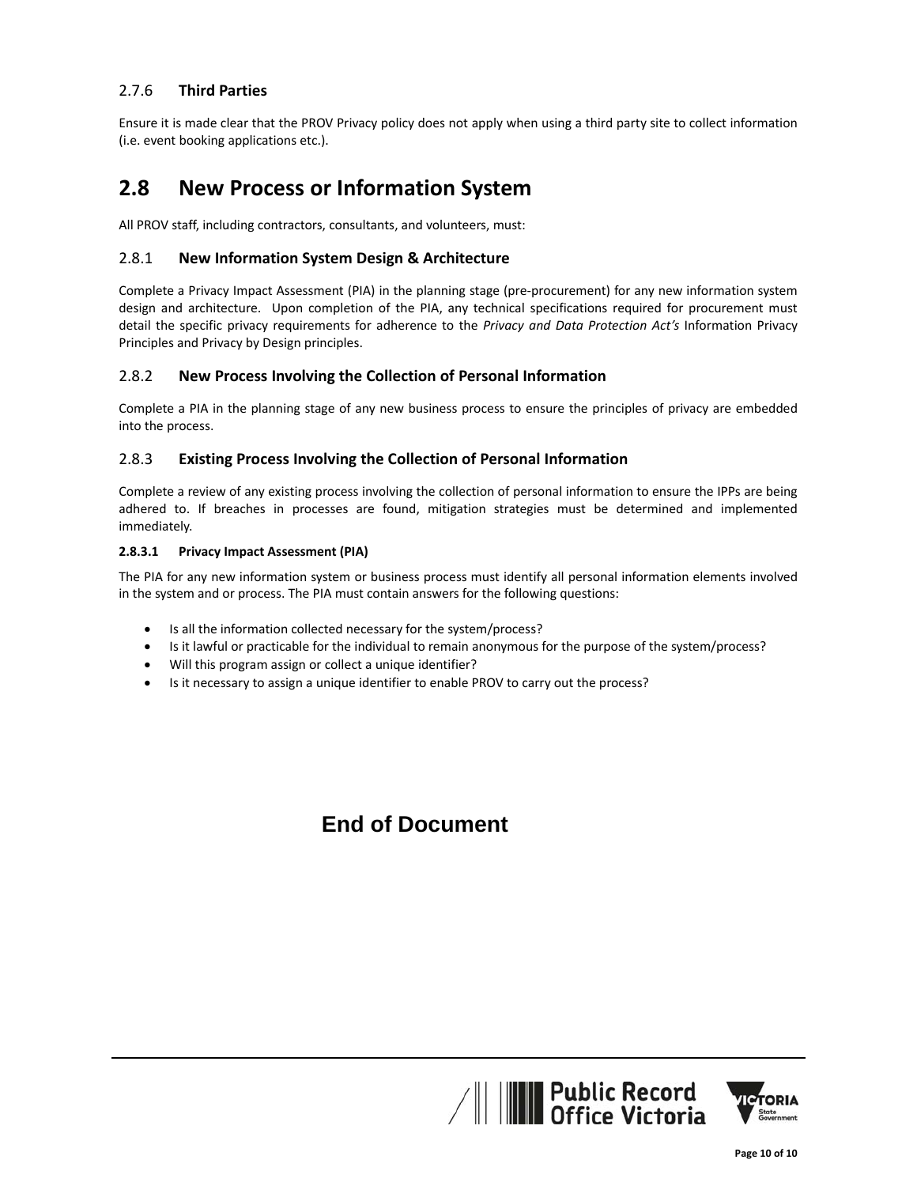### 2.7.6 **Third Parties**

Ensure it is made clear that the PROV Privacy policy does not apply when using a third party site to collect information (i.e. event booking applications etc.).

## 2.8 New Process or Information System

All PROV staff, including contractors, consultants, and volunteers, must:

### 2.8.1 **New Information System Design & Architecture**

Complete a Privacy Impact Assessment (PIA) in the planning stage (pre-procurement) for any new information system design and architecture. Upon completion of the PIA, any technical specifications required for procurement must detail the specific privacy requirements for adherence to the *Privacy and Data Protection Act's* Information Privacy Principles and Privacy by Design principles.

### 2.8.2 **New Process Involving the Collection of Personal Information**

Complete a PIA in the planning stage of any new business process to ensure the principles of privacy are embedded into the process.

### 2.8.3 **Existing Process Involving the Collection of Personal Information**

Complete a review of any existing process involving the collection of personal information to ensure the IPPs are being adhered to. If breaches in processes are found, mitigation strategies must be determined and implemented immediately.

#### 2.8.3.1 Privacy Impact Assessment (PIA)

The PIA for any new information system or business process must identify all personal information elements involved in the system and or process. The PIA must contain answers for the following questions:

- Is all the information collected necessary for the system/process?
- Is it lawful or practicable for the individual to remain anonymous for the purpose of the system/process?
- Will this program assign or collect a unique identifier?
- Is it necessary to assign a unique identifier to enable PROV to carry out the process?

**End of Document**